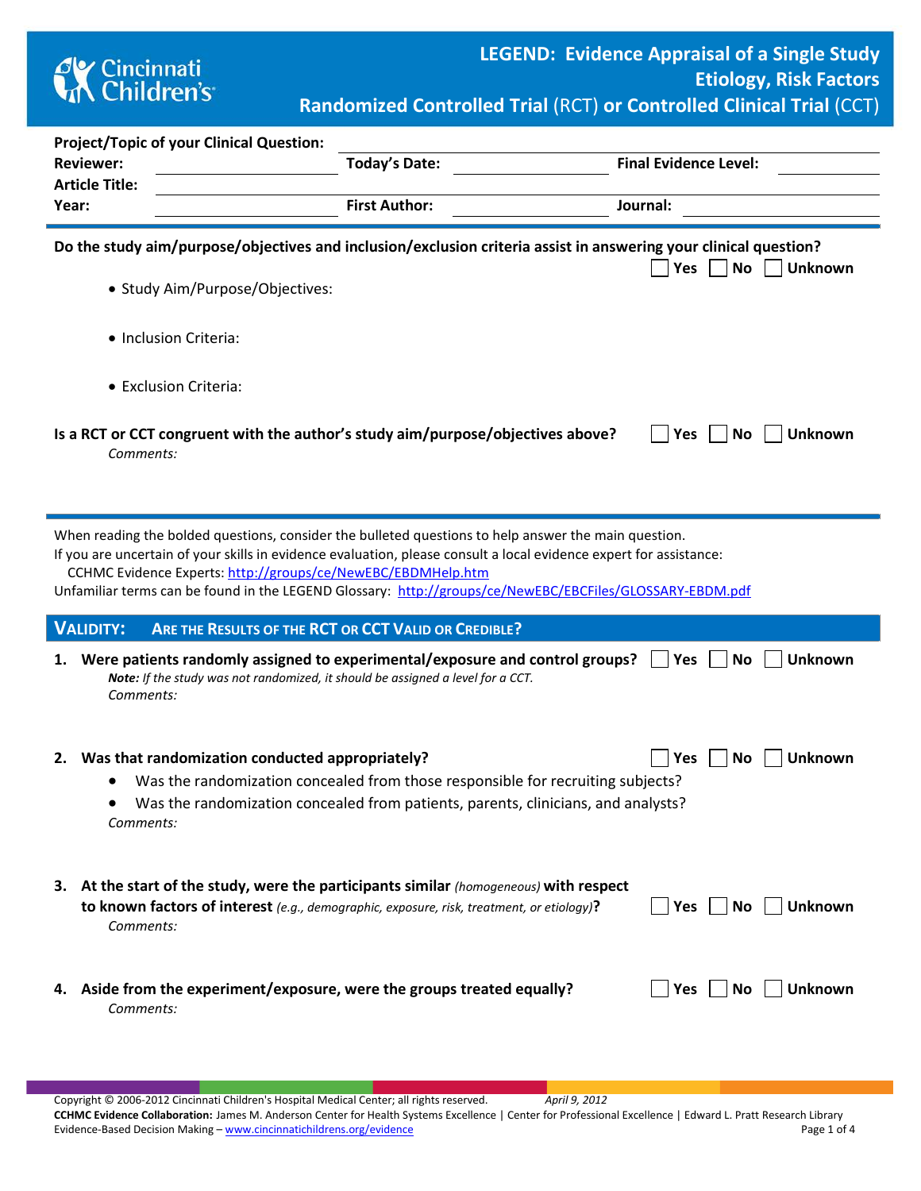# LEGEND: Evidence Appraisal of a Single Study
## Etiology, Risk Factors
## Randomized Controlled Trial (RCT) or Controlled Clinical Trial (CCT)

**Project/Topic of your Clinical Question:** ______________________

**Reviewer:** ______________ **Today's Date:** ______________ **Final Evidence Level:** ______________

**Article Title:** ______________________

**Year:** ______________ **First Author:** ______________ **Journal:** ______________

---

**Do the study aim/purpose/objectives and inclusion/exclusion criteria assist in answering your clinical question?** ☐ Yes ☐ No ☐ Unknown

- Study Aim/Purpose/Objectives:
- Inclusion Criteria:
- Exclusion Criteria:

**Is a RCT or CCT congruent with the author's study aim/purpose/objectives above?** ☐ Yes ☐ No ☐ Unknown

*Comments:*

---

When reading the bolded questions, consider the bulleted questions to help answer the main question.
If you are uncertain of your skills in evidence evaluation, please consult a local evidence expert for assistance:
CCHMC Evidence Experts: http://groups/ce/NewEBC/EBDMHelp.htm
Unfamiliar terms can be found in the LEGEND Glossary: http://groups/ce/NewEBC/EBCFiles/GLOSSARY-EBDM.pdf

## VALIDITY: ARE THE RESULTS OF THE RCT OR CCT VALID OR CREDIBLE?

1. **Were patients randomly assigned to experimental/exposure and control groups?** ☐ Yes ☐ No ☐ Unknown
   ***Note:*** *If the study was not randomized, it should be assigned a level for a CCT.*
   *Comments:*

2. **Was that randomization conducted appropriately?** ☐ Yes ☐ No ☐ Unknown
   - Was the randomization concealed from those responsible for recruiting subjects?
   - Was the randomization concealed from patients, parents, clinicians, and analysts?

   *Comments:*

3. **At the start of the study, were the participants similar** *(homogeneous)* **with respect to known factors of interest** *(e.g., demographic, exposure, risk, treatment, or etiology)***?** ☐ Yes ☐ No ☐ Unknown
   *Comments:*

4. **Aside from the experiment/exposure, were the groups treated equally?** ☐ Yes ☐ No ☐ Unknown
   *Comments:*

Copyright © 2006-2012 Cincinnati Children's Hospital Medical Center; all rights reserved. *April 9, 2012*
**CCHMC Evidence Collaboration:** James M. Anderson Center for Health Systems Excellence | Center for Professional Excellence | Edward L. Pratt Research Library
Evidence-Based Decision Making – www.cincinnatichildrens.org/evidence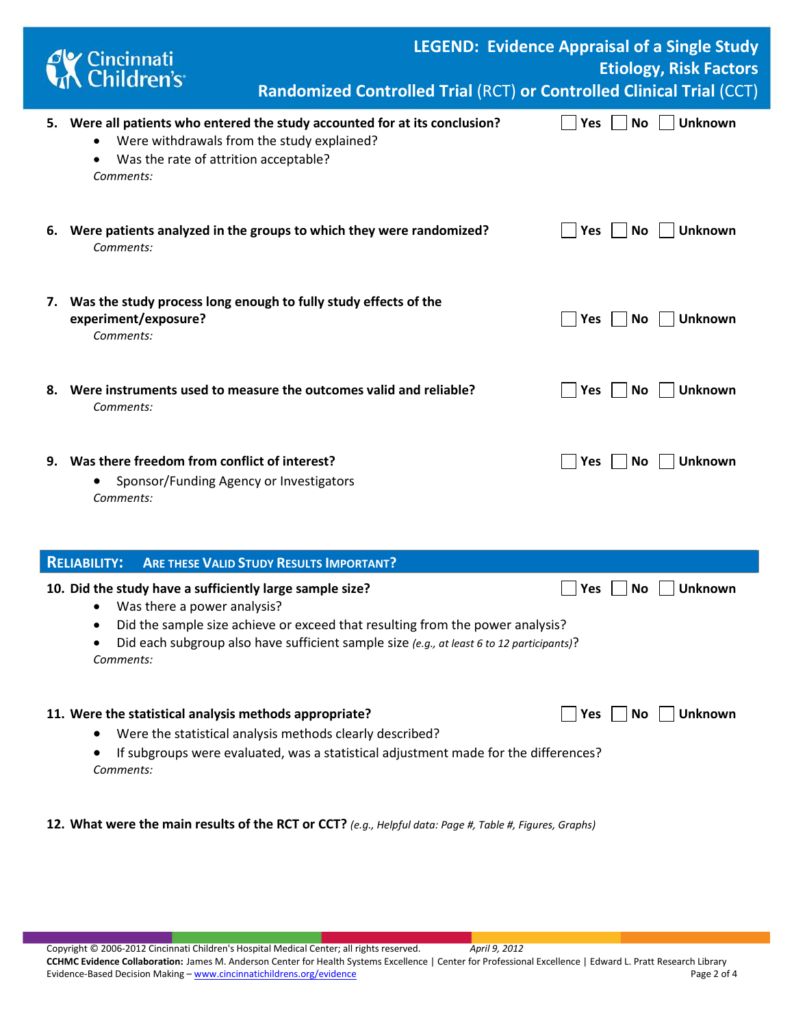5. **Were all patients who entered the study accounted for at its conclusion?** ☐ Yes ☐ No ☐ Unknown
   - Were withdrawals from the study explained?
   - Was the rate of attrition acceptable?

   *Comments:*

6. **Were patients analyzed in the groups to which they were randomized?** ☐ Yes ☐ No ☐ Unknown

   *Comments:*

7. **Was the study process long enough to fully study effects of the experiment/exposure?** ☐ Yes ☐ No ☐ Unknown

   *Comments:*

8. **Were instruments used to measure the outcomes valid and reliable?** ☐ Yes ☐ No ☐ Unknown

   *Comments:*

9. **Was there freedom from conflict of interest?** ☐ Yes ☐ No ☐ Unknown
   - Sponsor/Funding Agency or Investigators

   *Comments:*

## RELIABILITY: ARE THESE VALID STUDY RESULTS IMPORTANT?

10. **Did the study have a sufficiently large sample size?** ☐ Yes ☐ No ☐ Unknown
    - Was there a power analysis?
    - Did the sample size achieve or exceed that resulting from the power analysis?
    - Did each subgroup also have sufficient sample size *(e.g., at least 6 to 12 participants)*?

    *Comments:*

11. **Were the statistical analysis methods appropriate?** ☐ Yes ☐ No ☐ Unknown
    - Were the statistical analysis methods clearly described?
    - If subgroups were evaluated, was a statistical adjustment made for the differences?

    *Comments:*

12. **What were the main results of the RCT or CCT?** *(e.g., Helpful data: Page #, Table #, Figures, Graphs)*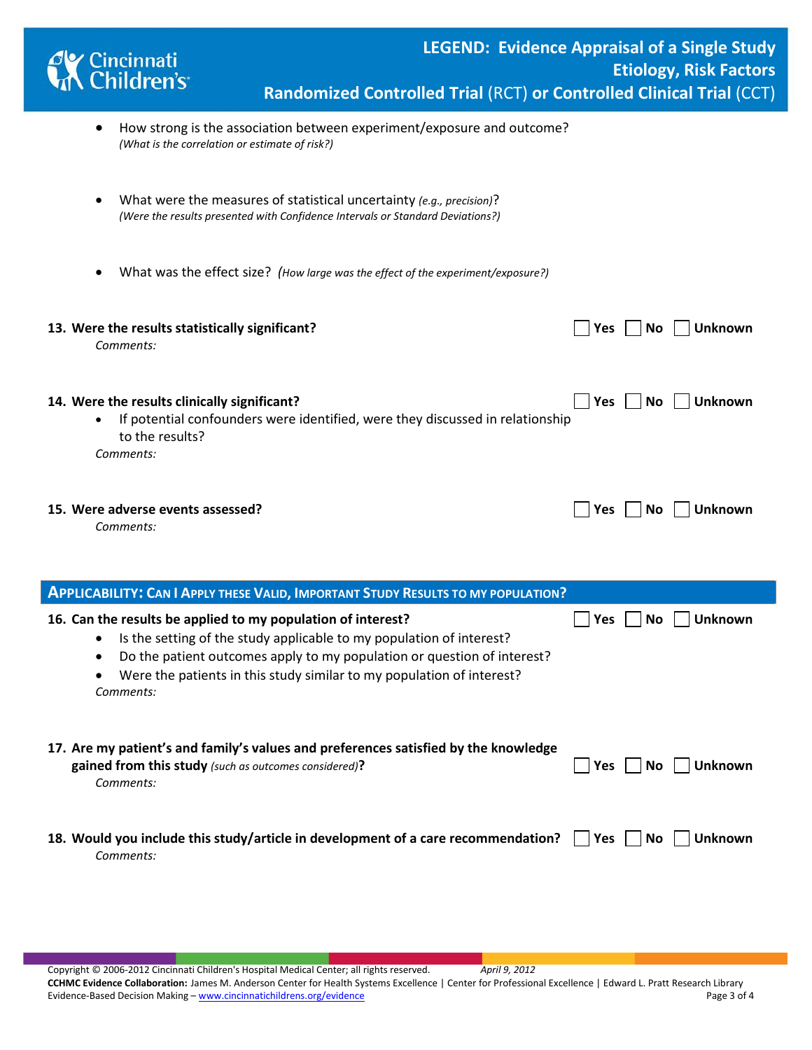- How strong is the association between experiment/exposure and outcome? *(What is the correlation or estimate of risk?)*

- What were the measures of statistical uncertainty *(e.g., precision)*? *(Were the results presented with Confidence Intervals or Standard Deviations?)*

- What was the effect size? *(How large was the effect of the experiment/exposure?)*

**13. Were the results statistically significant?** ☐ Yes ☐ No ☐ Unknown

*Comments:*

**14. Were the results clinically significant?** ☐ Yes ☐ No ☐ Unknown

- If potential confounders were identified, were they discussed in relationship to the results?

*Comments:*

**15. Were adverse events assessed?** ☐ Yes ☐ No ☐ Unknown

*Comments:*

## APPLICABILITY: CAN I APPLY THESE VALID, IMPORTANT STUDY RESULTS TO MY POPULATION?

**16. Can the results be applied to my population of interest?** ☐ Yes ☐ No ☐ Unknown

- Is the setting of the study applicable to my population of interest?
- Do the patient outcomes apply to my population or question of interest?
- Were the patients in this study similar to my population of interest?

*Comments:*

**17. Are my patient's and family's values and preferences satisfied by the knowledge gained from this study** *(such as outcomes considered)***?** ☐ Yes ☐ No ☐ Unknown

*Comments:*

**18. Would you include this study/article in development of a care recommendation?** ☐ Yes ☐ No ☐ Unknown

*Comments:*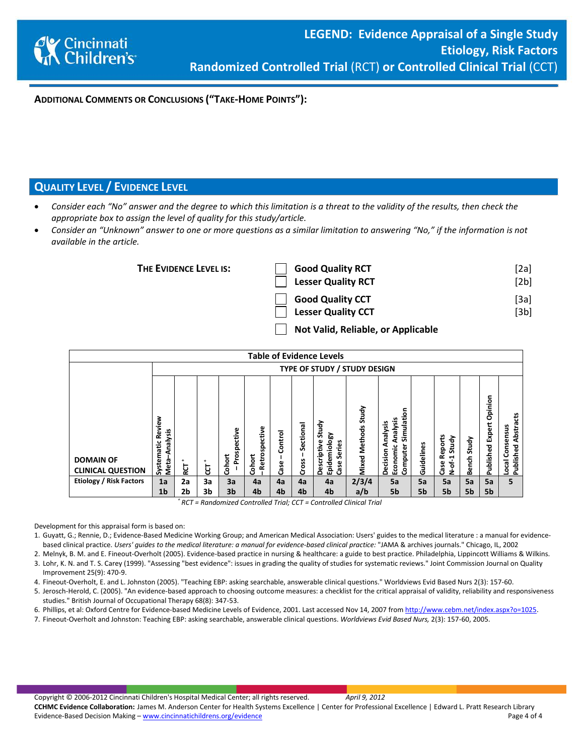# LEGEND: Evidence Appraisal of a Single Study
## Etiology, Risk Factors
## Randomized Controlled Trial (RCT) or Controlled Clinical Trial (CCT)

**ADDITIONAL COMMENTS OR CONCLUSIONS ("TAKE-HOME POINTS"):**

## QUALITY LEVEL / EVIDENCE LEVEL

- *Consider each "No" answer and the degree to which this limitation is a threat to the validity of the results, then check the appropriate box to assign the level of quality for this study/article.*
- *Consider an "Unknown" answer to one or more questions as a similar limitation to answering "No," if the information is not available in the article.*

**THE EVIDENCE LEVEL IS:**

- ☐ **Good Quality RCT** [2a]
- ☐ **Lesser Quality RCT** [2b]
- ☐ **Good Quality CCT** [3a]
- ☐ **Lesser Quality CCT** [3b]
- ☐ **Not Valid, Reliable, or Applicable**

**Table of Evidence Levels**

| | TYPE OF STUDY / STUDY DESIGN | | | | | | | | | | | | | | | |
|---|---|---|---|---|---|---|---|---|---|---|---|---|---|---|---|---|
| **DOMAIN OF CLINICAL QUESTION** | **Systematic Review Meta–Analysis** | **RCT[+]** | **CCT[+]** | **Cohort – Prospective** | **Cohort –Retrospective** | **Case – Control** | **Cross – Sectional** | **Descriptive Study Epidemiology Case Series** | **Mixed Methods Study** | **Decision Analysis Economic Analysis Computer Simulation** | **Guidelines** | **Case Reports N-of-1 Study** | **Bench Study** | **Published Expert Opinion** | **Local Consensus Published Abstracts** |
| **Etiology / Risk Factors** | **1a 1b** | **2a 2b** | **3a 3b** | **3a 3b** | **4a 4b** | **4a 4b** | **4a 4b** | **4a 4b** | **2/3/4 a/b** | **5a 5b** | **5a 5b** | **5a 5b** | **5a 5b** | **5a 5b** | **5** |

*[+] RCT = Randomized Controlled Trial; CCT = Controlled Clinical Trial*

Development for this appraisal form is based on:

1. Guyatt, G.; Rennie, D.; Evidence-Based Medicine Working Group; and American Medical Association: Users' guides to the medical literature : a manual for evidence-based clinical practice. *Users' guides to the medical literature: a manual for evidence-based clinical practice:* "JAMA & archives journals." Chicago, IL, 2002
2. Melnyk, B. M. and E. Fineout-Overholt (2005). Evidence-based practice in nursing & healthcare: a guide to best practice. Philadelphia, Lippincott Williams & Wilkins.
3. Lohr, K. N. and T. S. Carey (1999). "Assessing "best evidence": issues in grading the quality of studies for systematic reviews." Joint Commission Journal on Quality Improvement 25(9): 470-9.
4. Fineout-Overholt, E. and L. Johnston (2005). "Teaching EBP: asking searchable, answerable clinical questions." Worldviews Evid Based Nurs 2(3): 157-60.
5. Jerosch-Herold, C. (2005). "An evidence-based approach to choosing outcome measures: a checklist for the critical appraisal of validity, reliability and responsiveness studies." British Journal of Occupational Therapy 68(8): 347-53.
6. Phillips, et al: Oxford Centre for Evidence-based Medicine Levels of Evidence, 2001. Last accessed Nov 14, 2007 from http://www.cebm.net/index.aspx?o=1025.
7. Fineout-Overholt and Johnston: Teaching EBP: asking searchable, answerable clinical questions. *Worldviews Evid Based Nurs,* 2(3): 157-60, 2005.

Copyright © 2006-2012 Cincinnati Children's Hospital Medical Center; all rights reserved. *April 9, 2012*

**CCHMC Evidence Collaboration:** James M. Anderson Center for Health Systems Excellence | Center for Professional Excellence | Edward L. Pratt Research Library

Evidence-Based Decision Making – www.cincinnatichildrens.org/evidence